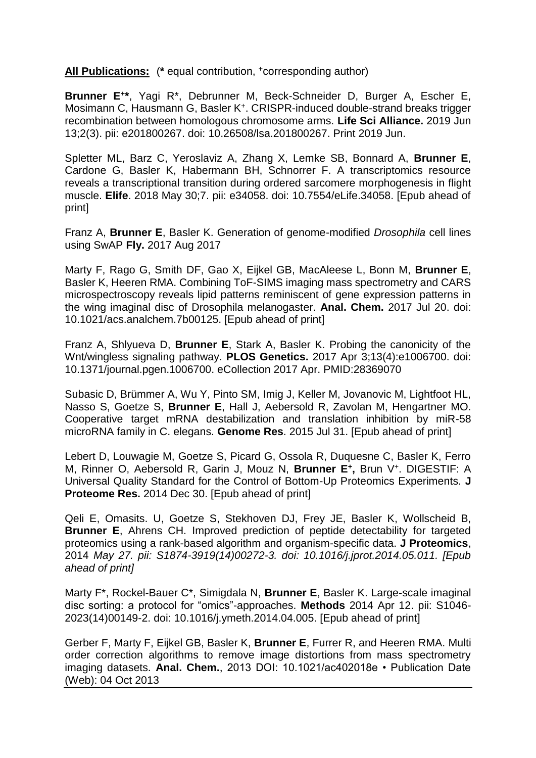**All Publications:** (**\*** equal contribution, **⁺**corresponding author)

**Brunner E⁺\***, Yagi R\*, Debrunner M, Beck-Schneider D, Burger A, Escher E, Mosimann C, Hausmann G, Basler K⁺. CRISPR-induced double-strand breaks trigger recombination between homologous chromosome arms. **Life Sci Alliance.** 2019 Jun 13;2(3). pii: e201800267. doi: 10.26508/lsa.201800267. Print 2019 Jun.

Spletter ML, Barz C, Yeroslaviz A, Zhang X, Lemke SB, Bonnard A, **Brunner E**, Cardone G, Basler K, Habermann BH, Schnorrer F. A transcriptomics resource reveals a transcriptional transition during ordered sarcomere morphogenesis in flight muscle. **Elife**. 2018 May 30;7. pii: e34058. doi: 10.7554/eLife.34058. [Epub ahead of print]

Franz A, **Brunner E**, Basler K. Generation of genome-modified *Drosophila* cell lines using SwAP **Fly.** 2017 Aug 2017

Marty F, Rago G, Smith DF, Gao X, Eijkel GB, MacAleese L, Bonn M, **Brunner E**, Basler K, Heeren RMA. Combining ToF-SIMS imaging mass spectrometry and CARS microspectroscopy reveals lipid patterns reminiscent of gene expression patterns in the wing imaginal disc of Drosophila melanogaster. **Anal. Chem.** 2017 Jul 20. doi: 10.1021/acs.analchem.7b00125. [Epub ahead of print]

Franz A, Shlyueva D, **Brunner E**, Stark A, Basler K. Probing the canonicity of the Wnt/wingless signaling pathway. **PLOS Genetics.** 2017 Apr 3;13(4):e1006700. doi: 10.1371/journal.pgen.1006700. eCollection 2017 Apr. PMID:28369070

Subasic D, Brümmer A, Wu Y, Pinto SM, Imig J, Keller M, Jovanovic M, Lightfoot HL, Nasso S, Goetze S, **Brunner E**, Hall J, Aebersold R, Zavolan M, Hengartner MO. Cooperative target mRNA destabilization and translation inhibition by miR-58 microRNA family in C. elegans. **Genome Res**. 2015 Jul 31. [Epub ahead of print]

Lebert D, Louwagie M, Goetze S, Picard G, Ossola R, Duquesne C, Basler K, Ferro M, Rinner O, Aebersold R, Garin J, Mouz N, **Brunner E⁺,** Brun V⁺. DIGESTIF: A Universal Quality Standard for the Control of Bottom-Up Proteomics Experiments. **J Proteome Res.** 2014 Dec 30. [Epub ahead of print]

Qeli E, Omasits. U, Goetze S, Stekhoven DJ, Frey JE, Basler K, Wollscheid B, **Brunner E**, Ahrens CH. Improved prediction of peptide detectability for targeted proteomics using a rank-based algorithm and organism-specific data. **J Proteomics**, 2014 *May 27. pii: S1874-3919(14)00272-3. doi: 10.1016/j.jprot.2014.05.011. [Epub ahead of print]*

Marty F\*, Rockel-Bauer C\*, Simigdala N, **Brunner E**, Basler K. Large-scale imaginal disc sorting: a protocol for "omics"-approaches. **Methods** 2014 Apr 12. pii: S1046-2023(14)00149-2. doi: 10.1016/j.ymeth.2014.04.005. [Epub ahead of print]

Gerber F, Marty F, Eijkel GB, Basler K, **Brunner E**, Furrer R, and Heeren RMA. Multi order correction algorithms to remove image distortions from mass spectrometry imaging datasets. **Anal. Chem.**, 2013 DOI: 10.1021/ac402018e • Publication Date (Web): 04 Oct 2013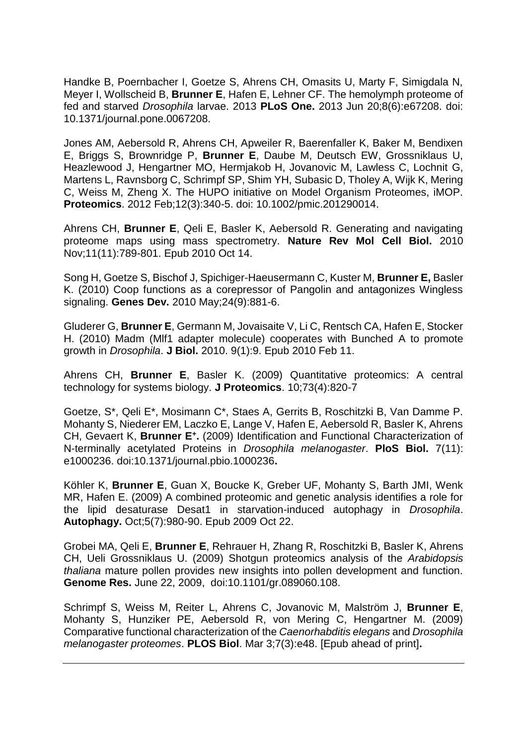Handke B, Poernbacher I, Goetze S, Ahrens CH, Omasits U, Marty F, Simigdala N, Meyer I, Wollscheid B, **Brunner E**, Hafen E, Lehner CF. The hemolymph proteome of fed and starved *Drosophila* larvae. 2013 **PLoS One.** 2013 Jun 20;8(6):e67208. doi: 10.1371/journal.pone.0067208.

Jones AM, Aebersold R, Ahrens CH, Apweiler R, Baerenfaller K, Baker M, Bendixen E, Briggs S, Brownridge P, **Brunner E**, Daube M, Deutsch EW, Grossniklaus U, Heazlewood J, Hengartner MO, Hermjakob H, Jovanovic M, Lawless C, Lochnit G, Martens L, Ravnsborg C, Schrimpf SP, Shim YH, Subasic D, Tholey A, Wijk K, Mering C, Weiss M, Zheng X. The HUPO initiative on Model Organism Proteomes, iMOP. **Proteomics**. 2012 Feb;12(3):340-5. doi: 10.1002/pmic.201290014.

Ahrens CH, **Brunner E**, Qeli E, Basler K, Aebersold R. Generating and navigating proteome maps using mass spectrometry. **Nature Rev Mol Cell Biol.** 2010 Nov;11(11):789-801. Epub 2010 Oct 14.

Song H, Goetze S, Bischof J, Spichiger-Haeusermann C, Kuster M, **Brunner E,** Basler K. (2010) Coop functions as a corepressor of Pangolin and antagonizes Wingless signaling. **Genes Dev.** 2010 May;24(9):881-6.

Gluderer G, **Brunner E**, Germann M, Jovaisaite V, Li C, Rentsch CA, Hafen E, Stocker H. (2010) Madm (Mlf1 adapter molecule) cooperates with Bunched A to promote growth in *Drosophila*. **J Biol.** 2010. 9(1):9. Epub 2010 Feb 11.

Ahrens CH, **Brunner E**, Basler K. (2009) Quantitative proteomics: A central technology for systems biology. **J Proteomics**. 10;73(4):820-7

Goetze, S*, Qeli E*, Mosimann C*, Staes A, Gerrits B, Roschitzki B, Van Damme P. Mohanty S, Niederer EM, Laczko E, Lange V, Hafen E, Aebersold R, Basler K, Ahrens CH, Gevaert K, **Brunner E⁺.** (2009) Identification and Functional Characterization of N-terminally acetylated Proteins in *Drosophila melanogaster*. **PloS Biol.** 7(11): e1000236. doi:10.1371/journal.pbio.1000236**.**

Köhler K, **Brunner E**, Guan X, Boucke K, Greber UF, Mohanty S, Barth JMI, Wenk MR, Hafen E. (2009) A combined proteomic and genetic analysis identifies a role for the lipid desaturase Desat1 in starvation-induced autophagy in *Drosophila*. **Autophagy.** Oct;5(7):980-90. Epub 2009 Oct 22.

Grobei MA, Qeli E, **Brunner E**, Rehrauer H, Zhang R, Roschitzki B, Basler K, Ahrens CH, Ueli Grossniklaus U. (2009) Shotgun proteomics analysis of the *Arabidopsis thaliana* mature pollen provides new insights into pollen development and function. **Genome Res.** June 22, 2009, doi:10.1101/gr.089060.108.

Schrimpf S, Weiss M, Reiter L, Ahrens C, Jovanovic M, Malström J, **Brunner E**, Mohanty S, Hunziker PE, Aebersold R, von Mering C, Hengartner M. (2009) Comparative functional characterization of the *Caenorhabditis elegans* and *Drosophila melanogaster proteomes*. **PLOS Biol**. Mar 3;7(3):e48. [Epub ahead of print]**.**

---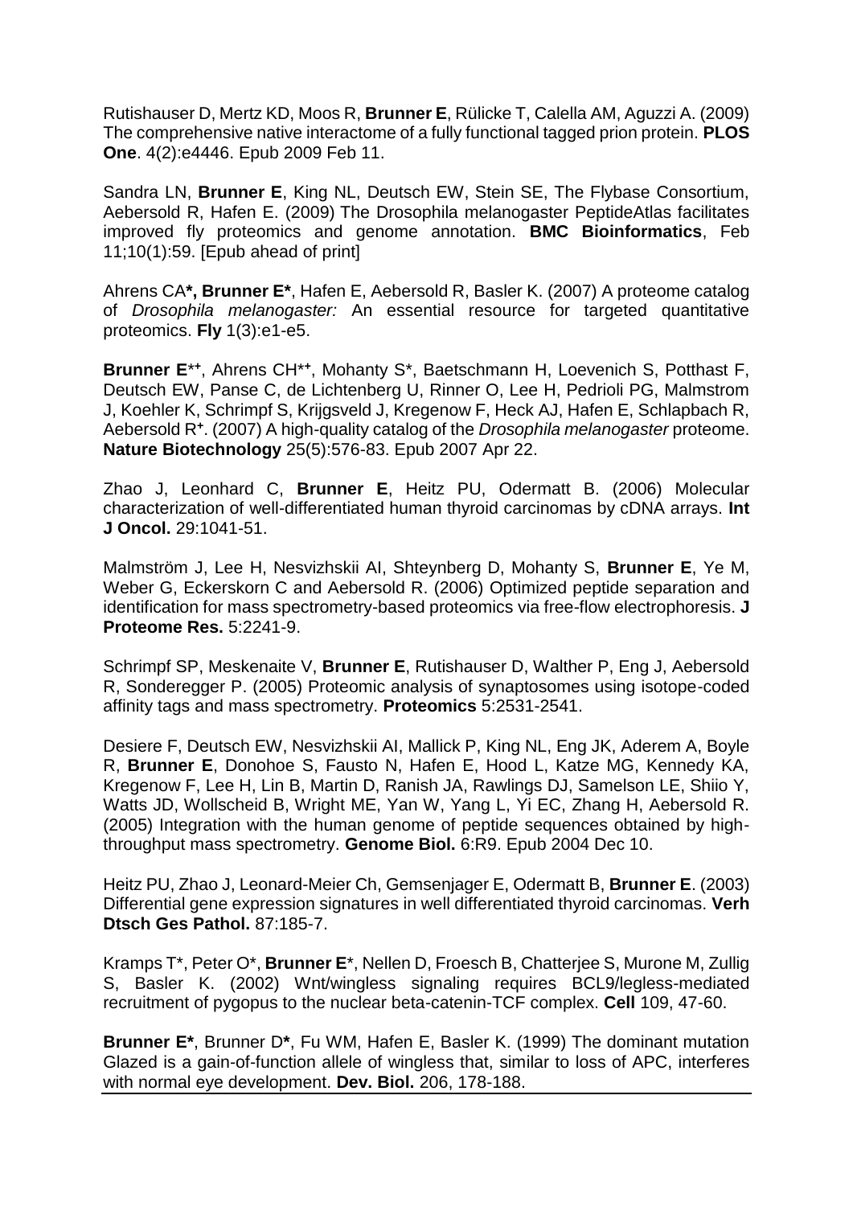Rutishauser D, Mertz KD, Moos R, **Brunner E**, Rülicke T, Calella AM, Aguzzi A. (2009) The comprehensive native interactome of a fully functional tagged prion protein. **PLOS One**. 4(2):e4446. Epub 2009 Feb 11.

Sandra LN, **Brunner E**, King NL, Deutsch EW, Stein SE, The Flybase Consortium, Aebersold R, Hafen E. (2009) The Drosophila melanogaster PeptideAtlas facilitates improved fly proteomics and genome annotation. **BMC Bioinformatics**, Feb 11;10(1):59. [Epub ahead of print]

Ahrens CA**\*, Brunner E\***, Hafen E, Aebersold R, Basler K. (2007) A proteome catalog of *Drosophila melanogaster:* An essential resource for targeted quantitative proteomics. **Fly** 1(3):e1-e5.

**Brunner E**\*[+], Ahrens CH\*[+], Mohanty S\*, Baetschmann H, Loevenich S, Potthast F, Deutsch EW, Panse C, de Lichtenberg U, Rinner O, Lee H, Pedrioli PG, Malmstrom J, Koehler K, Schrimpf S, Krijgsveld J, Kregenow F, Heck AJ, Hafen E, Schlapbach R, Aebersold R[+]. (2007) A high-quality catalog of the *Drosophila melanogaster* proteome. **Nature Biotechnology** 25(5):576-83. Epub 2007 Apr 22.

Zhao J, Leonhard C, **Brunner E**, Heitz PU, Odermatt B. (2006) Molecular characterization of well-differentiated human thyroid carcinomas by cDNA arrays. **Int J Oncol.** 29:1041-51.

Malmström J, Lee H, Nesvizhskii AI, Shteynberg D, Mohanty S, **Brunner E**, Ye M, Weber G, Eckerskorn C and Aebersold R. (2006) Optimized peptide separation and identification for mass spectrometry-based proteomics via free-flow electrophoresis. **J Proteome Res.** 5:2241-9.

Schrimpf SP, Meskenaite V, **Brunner E**, Rutishauser D, Walther P, Eng J, Aebersold R, Sonderegger P. (2005) Proteomic analysis of synaptosomes using isotope-coded affinity tags and mass spectrometry. **Proteomics** 5:2531-2541.

Desiere F, Deutsch EW, Nesvizhskii AI, Mallick P, King NL, Eng JK, Aderem A, Boyle R, **Brunner E**, Donohoe S, Fausto N, Hafen E, Hood L, Katze MG, Kennedy KA, Kregenow F, Lee H, Lin B, Martin D, Ranish JA, Rawlings DJ, Samelson LE, Shiio Y, Watts JD, Wollscheid B, Wright ME, Yan W, Yang L, Yi EC, Zhang H, Aebersold R. (2005) Integration with the human genome of peptide sequences obtained by high-throughput mass spectrometry. **Genome Biol.** 6:R9. Epub 2004 Dec 10.

Heitz PU, Zhao J, Leonard-Meier Ch, Gemsenjager E, Odermatt B, **Brunner E**. (2003) Differential gene expression signatures in well differentiated thyroid carcinomas. **Verh Dtsch Ges Pathol.** 87:185-7.

Kramps T\*, Peter O\*, **Brunner E**\*, Nellen D, Froesch B, Chatterjee S, Murone M, Zullig S, Basler K. (2002) Wnt/wingless signaling requires BCL9/legless-mediated recruitment of pygopus to the nuclear beta-catenin-TCF complex. **Cell** 109, 47-60.

**Brunner E\***, Brunner D**\***, Fu WM, Hafen E, Basler K. (1999) The dominant mutation Glazed is a gain-of-function allele of wingless that, similar to loss of APC, interferes with normal eye development. **Dev. Biol.** 206, 178-188.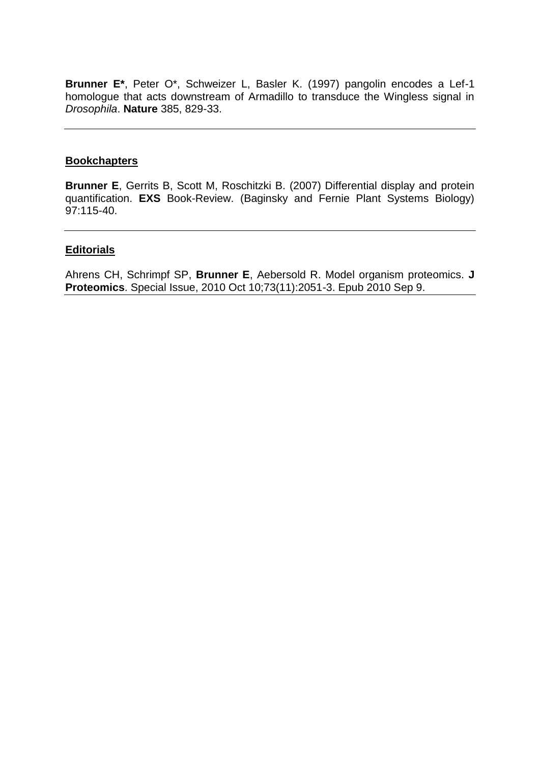**Brunner E***, Peter O*, Schweizer L, Basler K. (1997) pangolin encodes a Lef-1 homologue that acts downstream of Armadillo to transduce the Wingless signal in *Drosophila*. **Nature** 385, 829-33.

---

## Bookchapters

**Brunner E**, Gerrits B, Scott M, Roschitzki B. (2007) Differential display and protein quantification. **EXS** Book-Review. (Baginsky and Fernie Plant Systems Biology) 97:115-40.

---

## Editorials

Ahrens CH, Schrimpf SP, **Brunner E**, Aebersold R. Model organism proteomics. **J Proteomics**. Special Issue, 2010 Oct 10;73(11):2051-3. Epub 2010 Sep 9.